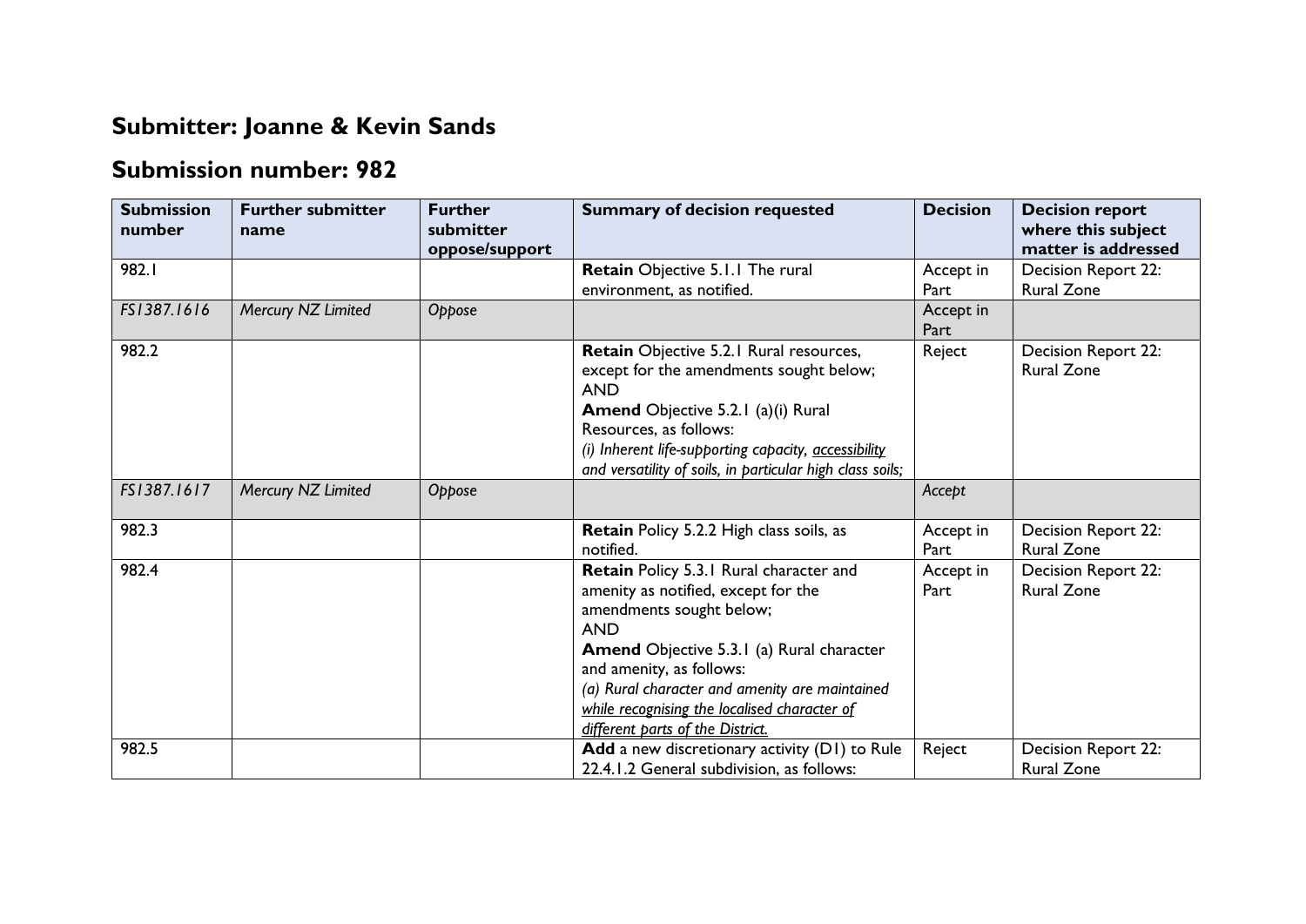## Submitter: Joanne & Kevin Sands

## Submission number: 982

| Submission number | Further submitter name | Further submitter oppose/support | Summary of decision requested | Decision | Decision report where this subject matter is addressed |
|---|---|---|---|---|---|
| 982.1 | | | **Retain** Objective 5.1.1 The rural environment, as notified. | Accept in Part | Decision Report 22: Rural Zone |
| *FS1387.1616* | *Mercury NZ Limited* | *Oppose* | | Accept in Part | |
| 982.2 | | | **Retain** Objective 5.2.1 Rural resources, except for the amendments sought below;<br>AND<br>**Amend** Objective 5.2.1 (a)(i) Rural Resources, as follows:<br>*(i) Inherent life-supporting capacity, <u>accessibility</u> and versatility of soils, in particular high class soils;* | Reject | Decision Report 22: Rural Zone |
| *FS1387.1617* | *Mercury NZ Limited* | *Oppose* | | *Accept* | |
| 982.3 | | | **Retain** Policy 5.2.2 High class soils, as notified. | Accept in Part | Decision Report 22: Rural Zone |
| 982.4 | | | **Retain** Policy 5.3.1 Rural character and amenity as notified, except for the amendments sought below;<br>AND<br>**Amend** Objective 5.3.1 (a) Rural character and amenity, as follows:<br>*(a) Rural character and amenity are maintained <u>while recognising the localised character of different parts of the District.</u>* | Accept in Part | Decision Report 22: Rural Zone |
| 982.5 | | | **Add** a new discretionary activity (D1) to Rule 22.4.1.2 General subdivision, as follows: | Reject | Decision Report 22: Rural Zone |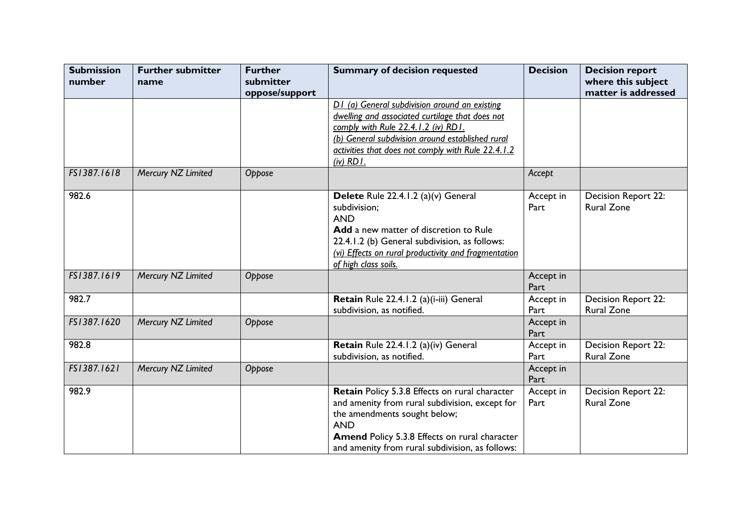| Submission number | Further submitter name | Further submitter oppose/support | Summary of decision requested | Decision | Decision report where this subject matter is addressed |
|---|---|---|---|---|---|
| | | | <u>*D1 (a) General subdivision around an existing dwelling and associated curtilage that does not comply with Rule 22.4.1.2 (iv) RD1.*</u><br><u>*(b) General subdivision around established rural activities that does not comply with Rule 22.4.1.2 (iv) RD1.*</u> | | |
| *FS1387.1618* | *Mercury NZ Limited* | *Oppose* | | *Accept* | |
| 982.6 | | | **Delete** Rule 22.4.1.2 (a)(v) General subdivision;<br>AND<br>**Add** a new matter of discretion to Rule 22.4.1.2 (b) General subdivision, as follows:<br><u>*(vi) Effects on rural productivity and fragmentation of high class soils.*</u> | Accept in Part | Decision Report 22: Rural Zone |
| *FS1387.1619* | *Mercury NZ Limited* | *Oppose* | | Accept in Part | |
| 982.7 | | | **Retain** Rule 22.4.1.2 (a)(i-iii) General subdivision, as notified. | Accept in Part | Decision Report 22: Rural Zone |
| *FS1387.1620* | *Mercury NZ Limited* | *Oppose* | | Accept in Part | |
| 982.8 | | | **Retain** Rule 22.4.1.2 (a)(iv) General subdivision, as notified. | Accept in Part | Decision Report 22: Rural Zone |
| *FS1387.1621* | *Mercury NZ Limited* | *Oppose* | | Accept in Part | |
| 982.9 | | | **Retain** Policy 5.3.8 Effects on rural character and amenity from rural subdivision, except for the amendments sought below;<br>AND<br>**Amend** Policy 5.3.8 Effects on rural character and amenity from rural subdivision, as follows: | Accept in Part | Decision Report 22: Rural Zone |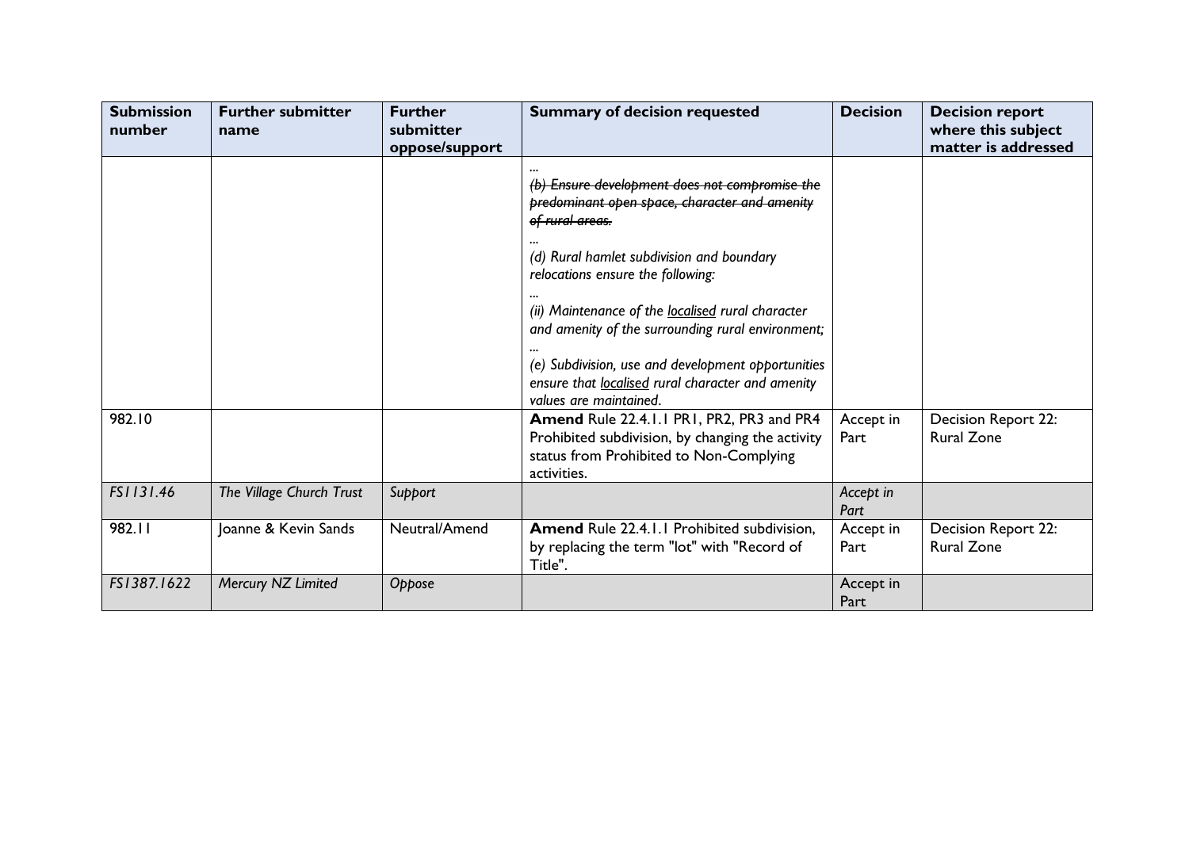| Submission number | Further submitter name | Further submitter oppose/support | Summary of decision requested | Decision | Decision report where this subject matter is addressed |
|---|---|---|---|---|---|
| | | | *...*<br>~~*(b) Ensure development does not compromise the predominant open space, character and amenity of rural areas.*~~<br>*...*<br>*(d) Rural hamlet subdivision and boundary relocations ensure the following:*<br>*...*<br>*(ii) Maintenance of the <u>localised</u> rural character and amenity of the surrounding rural environment;*<br>*...*<br>*(e) Subdivision, use and development opportunities ensure that <u>localised</u> rural character and amenity values are maintained.* | | |
| 982.10 | | | **Amend** Rule 22.4.1.1 PR1, PR2, PR3 and PR4 Prohibited subdivision, by changing the activity status from Prohibited to Non-Complying activities. | Accept in Part | Decision Report 22: Rural Zone |
| *FS1131.46* | *The Village Church Trust* | *Support* | | *Accept in Part* | |
| 982.11 | Joanne & Kevin Sands | Neutral/Amend | **Amend** Rule 22.4.1.1 Prohibited subdivision, by replacing the term "lot" with "Record of Title". | Accept in Part | Decision Report 22: Rural Zone |
| *FS1387.1622* | *Mercury NZ Limited* | *Oppose* | | Accept in Part | |